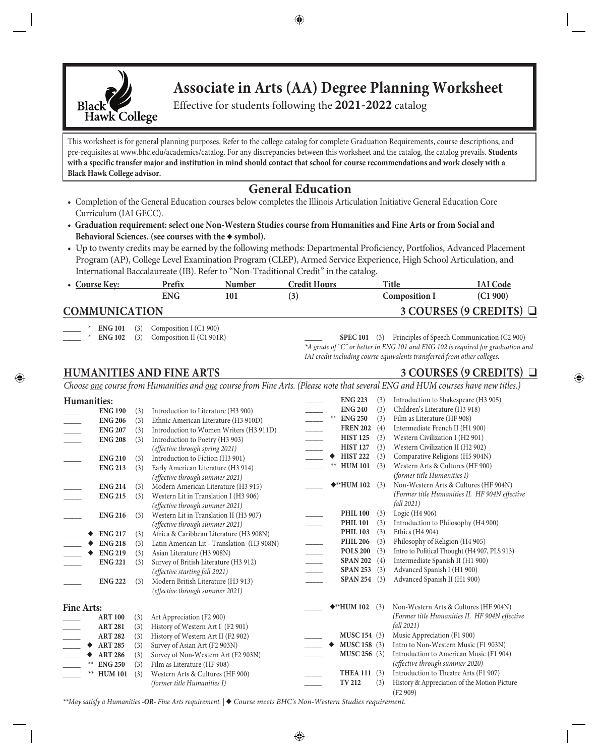Black Hawk College

# Associate in Arts (AA) Degree Planning Worksheet

Effective for students following the **2021-2022** catalog

This worksheet is for general planning purposes. Refer to the college catalog for complete Graduation Requirements, course descriptions, and pre-requisites at www.bhc.edu/academics/catalog. For any discrepancies between this worksheet and the catalog, the catalog prevails. **Students with a specific transfer major and institution in mind should contact that school for course recommendations and work closely with a Black Hawk College advisor.**

## General Education

- Completion of the General Education courses below completes the Illinois Articulation Initiative General Education Core Curriculum (IAI GECC).
- **Graduation requirement: select one Non-Western Studies course from Humanities and Fine Arts or from Social and Behavioral Sciences. (see courses with the ◆ symbol).**
- Up to twenty credits may be earned by the following methods: Departmental Proficiency, Portfolios, Advanced Placement Program (AP), College Level Examination Program (CLEP), Armed Service Experience, High School Articulation, and International Baccalaureate (IB). Refer to "Non-Traditional Credit" in the catalog.
- Course Key:

| Prefix | Number | Credit Hours | Title | IAI Code |
|---|---|---|---|---|
| ENG | 101 | (3) | Composition I | (C1 900) |

## COMMUNICATION — 3 COURSES (9 CREDITS) ❑

_____ * **ENG 101** (3) Composition I (C1 900)
_____ * **ENG 102** (3) Composition II (C1 901R)
_____ **SPEC 101** (3) Principles of Speech Communication (C2 900)

*\*A grade of "C" or better in ENG 101 and ENG 102 is required for graduation and IAI credit including course equivalents transferred from other colleges.*

## HUMANITIES AND FINE ARTS — 3 COURSES (9 CREDITS) ❑

*Choose one course from Humanities and one course from Fine Arts. (Please note that several ENG and HUM courses have new titles.)*

### Humanities:

_____ **ENG 190** (3) Introduction to Literature (H3 900)
_____ **ENG 206** (3) Ethnic American Literature (H3 910D)
_____ **ENG 207** (3) Introduction to Women Writers (H3 911D)
_____ **ENG 208** (3) Introduction to Poetry (H3 903) *(effective through spring 2021)*
_____ **ENG 210** (3) Introduction to Fiction (H3 901)
_____ **ENG 213** (3) Early American Literature (H3 914) *(effective through summer 2021)*
_____ **ENG 214** (3) Modern American Literature (H3 915)
_____ **ENG 215** (3) Western Lit in Translation I (H3 906) *(effective through summer 2021)*
_____ **ENG 216** (3) Western Lit in Translation II (H3 907) *(effective through summer 2021)*
_____ ◆ **ENG 217** (3) Africa & Caribbean Literature (H3 908N)
_____ ◆ **ENG 218** (3) Latin American Lit - Translation (H3 908N)
_____ ◆ **ENG 219** (3) Asian Literature (H3 908N)
_____ **ENG 221** (3) Survey of British Literature (H3 912) *(effective starting fall 2021)*
_____ **ENG 222** (3) Modern British Literature (H3 913) *(effective through summer 2021)*
_____ **ENG 223** (3) Introduction to Shakespeare (H3 905)
_____ **ENG 240** (3) Children's Literature (H3 918)
_____ ** **ENG 250** (3) Film as Literature (HF 908)
_____ **FREN 202** (4) Intermediate French II (H1 900)
_____ **HIST 125** (3) Western Civilization I (H2 901)
_____ **HIST 127** (3) Western Civilization II (H2 902)
_____ ◆ **HIST 222** (3) Comparative Religions (H5 904N)
_____ ** **HUM 101** (3) Western Arts & Cultures (HF 900) *(former title Humanities I)*
_____ ◆** **HUM 102** (3) Non-Western Arts & Cultures (HF 904N) *(Former title Humanities II. HF 904N effective fall 2021)*
_____ **PHIL 100** (3) Logic (H4 906)
_____ **PHIL 101** (3) Introduction to Philosophy (H4 900)
_____ **PHIL 103** (3) Ethics (H4 904)
_____ **PHIL 206** (3) Philosophy of Religion (H4 905)
_____ **POLS 200** (3) Intro to Political Thought (H4 907, PLS 913)
_____ **SPAN 202** (4) Intermediate Spanish II (H1 900)
_____ **SPAN 253** (3) Advanced Spanish I (H1 900)
_____ **SPAN 254** (3) Advanced Spanish II (H1 900)

### Fine Arts:

_____ **ART 100** (3) Art Appreciation (F2 900)
_____ **ART 281** (3) History of Western Art I (F2 901)
_____ **ART 282** (3) History of Western Art II (F2 902)
_____ ◆ **ART 285** (3) Survey of Asian Art (F2 903N)
_____ ◆ **ART 286** (3) Survey of Non-Western Art (F2 903N)
_____ ** **ENG 250** (3) Film as Literature (HF 908)
_____ ** **HUM 101** (3) Western Arts & Cultures (HF 900) *(former title Humanities I)*
_____ ◆** **HUM 102** (3) Non-Western Arts & Cultures (HF 904N) *(Former title Humanities II. HF 904N effective fall 2021)*
_____ **MUSC 154** (3) Music Appreciation (F1 900)
_____ ◆ **MUSC 158** (3) Intro to Non-Western Music (F1 903N)
_____ **MUSC 256** (3) Introduction to American Music (F1 904) *(effective through summer 2020)*
_____ **THEA 111** (3) Introduction to Theatre Arts (F1 907)
_____ **TV 212** (3) History & Appreciation of the Motion Picture (F2 909)

*\*\*May satisfy a Humanities -**OR**- Fine Arts requirement. | ◆ Course meets BHC's Non-Western Studies requirement.*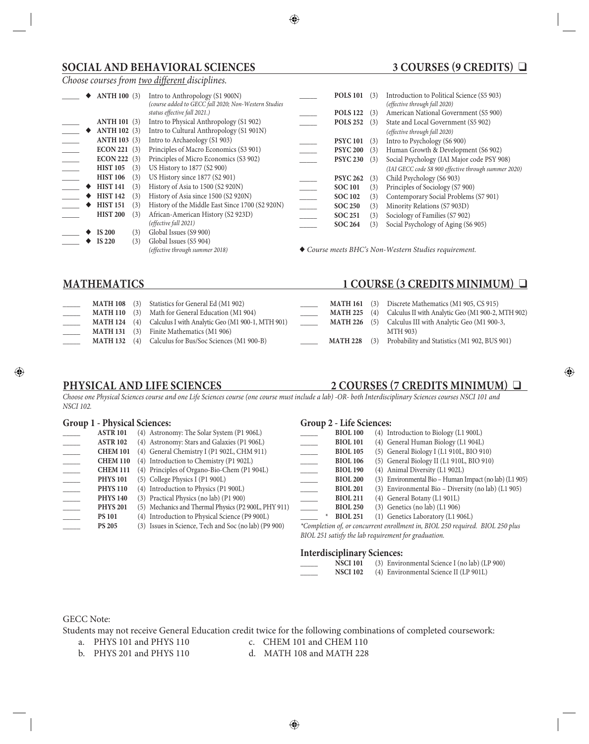## SOCIAL AND BEHAVIORAL SCIENCES — 3 COURSES (9 CREDITS) ❑

*Choose courses from two different disciplines.*

| | | Course | Credits | Title |
|---|---|---|---|---|
| _____ | ◆ | **ANTH 100** | (3) | Intro to Anthropology (S1 900N) *(course added to GECC fall 2020; Non-Western Studies status effective fall 2021.)* |
| _____ | | **ANTH 101** | (3) | Intro to Physical Anthropology (S1 902) |
| _____ | ◆ | **ANTH 102** | (3) | Intro to Cultural Anthropology (S1 901N) |
| _____ | | **ANTH 103** | (3) | Intro to Archaeology (S1 903) |
| _____ | | **ECON 221** | (3) | Principles of Macro Economics (S3 901) |
| _____ | | **ECON 222** | (3) | Principles of Micro Economics (S3 902) |
| _____ | | **HIST 105** | (3) | US History to 1877 (S2 900) |
| _____ | | **HIST 106** | (3) | US History since 1877 (S2 901) |
| _____ | ◆ | **HIST 141** | (3) | History of Asia to 1500 (S2 920N) |
| _____ | ◆ | **HIST 142** | (3) | History of Asia since 1500 (S2 920N) |
| _____ | ◆ | **HIST 151** | (3) | History of the Middle East Since 1700 (S2 920N) |
| _____ | | **HIST 200** | (3) | African-American History (S2 923D) *(effective fall 2021)* |
| _____ | ◆ | **IS 200** | (3) | Global Issues (S9 900) |
| _____ | ◆ | **IS 220** | (3) | Global Issues (S5 904) *(effective through summer 2018)* |
| _____ | | **POLS 101** | (3) | Introduction to Political Science (S5 903) *(effective through fall 2020)* |
| _____ | | **POLS 122** | (3) | American National Government (S5 900) |
| _____ | | **POLS 252** | (3) | State and Local Government (S5 902) *(effective through fall 2020)* |
| _____ | | **PSYC 101** | (3) | Intro to Psychology (S6 900) |
| _____ | | **PSYC 200** | (3) | Human Growth & Development (S6 902) |
| _____ | | **PSYC 230** | (3) | Social Psychology (IAI Major code PSY 908) *(IAI GECC code S8 900 effective through summer 2020)* |
| _____ | | **PSYC 262** | (3) | Child Psychology (S6 903) |
| _____ | | **SOC 101** | (3) | Principles of Sociology (S7 900) |
| _____ | | **SOC 102** | (3) | Contemporary Social Problems (S7 901) |
| _____ | | **SOC 250** | (3) | Minority Relations (S7 903D) |
| _____ | | **SOC 251** | (3) | Sociology of Families (S7 902) |
| _____ | | **SOC 264** | (3) | Social Psychology of Aging (S6 905) |

◆ *Course meets BHC's Non-Western Studies requirement.*

## MATHEMATICS — 1 COURSE (3 CREDITS MINIMUM) ❑

| | Course | Credits | Title |
|---|---|---|---|
| _____ | **MATH 108** | (3) | Statistics for General Ed (M1 902) |
| _____ | **MATH 110** | (3) | Math for General Education (M1 904) |
| _____ | **MATH 124** | (4) | Calculus I with Analytic Geo (M1 900-1, MTH 901) |
| _____ | **MATH 131** | (3) | Finite Mathematics (M1 906) |
| _____ | **MATH 132** | (4) | Calculus for Bus/Soc Sciences (M1 900-B) |
| _____ | **MATH 161** | (3) | Discrete Mathematics (M1 905, CS 915) |
| _____ | **MATH 225** | (4) | Calculus II with Analytic Geo (M1 900-2, MTH 902) |
| _____ | **MATH 226** | (5) | Calculus III with Analytic Geo (M1 900-3, MTH 903) |
| _____ | **MATH 228** | (3) | Probability and Statistics (M1 902, BUS 901) |

## PHYSICAL AND LIFE SCIENCES — 2 COURSES (7 CREDITS MINIMUM) ❑

*Choose one Physical Sciences course and one Life Sciences course (one course must include a lab) -OR- both Interdisciplinary Sciences courses NSCI 101 and NSCI 102.*

### Group 1 - Physical Sciences:

| | Course | Credits | Title |
|---|---|---|---|
| _____ | **ASTR 101** | (4) | Astronomy: The Solar System (P1 906L) |
| _____ | **ASTR 102** | (4) | Astronomy: Stars and Galaxies (P1 906L) |
| _____ | **CHEM 101** | (4) | General Chemistry I (P1 902L, CHM 911) |
| _____ | **CHEM 110** | (4) | Introduction to Chemistry (P1 902L) |
| _____ | **CHEM 111** | (4) | Principles of Organo-Bio-Chem (P1 904L) |
| _____ | **PHYS 101** | (5) | College Physics I (P1 900L) |
| _____ | **PHYS 110** | (4) | Introduction to Physics (P1 900L) |
| _____ | **PHYS 140** | (3) | Practical Physics (no lab) (P1 900) |
| _____ | **PHYS 201** | (5) | Mechanics and Thermal Physics (P2 900L, PHY 911) |
| _____ | **PS 101** | (4) | Introduction to Physical Science (P9 900L) |
| _____ | **PS 205** | (3) | Issues in Science, Tech and Soc (no lab) (P9 900) |

### Group 2 - Life Sciences:

| | Course | Credits | Title |
|---|---|---|---|
| _____ | **BIOL 100** | (4) | Introduction to Biology (L1 900L) |
| _____ | **BIOL 101** | (4) | General Human Biology (L1 904L) |
| _____ | **BIOL 105** | (5) | General Biology I (L1 910L, BIO 910) |
| _____ | **BIOL 106** | (5) | General Biology II (L1 910L, BIO 910) |
| _____ | **BIOL 190** | (4) | Animal Diversity (L1 902L) |
| _____ | **BIOL 200** | (3) | Environmental Bio – Human Impact (no lab) (L1 905) |
| _____ | **BIOL 201** | (3) | Environmental Bio – Diversity (no lab) (L1 905) |
| _____ | **BIOL 211** | (4) | General Botany (L1 901L) |
| _____ | **BIOL 250** | (3) | Genetics (no lab) (L1 906) |
| _____ * | **BIOL 251** | (1) | Genetics Laboratory (L1 906L) |

*\*Completion of, or concurrent enrollment in, BIOL 250 required. BIOL 250 plus BIOL 251 satisfy the lab requirement for graduation.*

### Interdisciplinary Sciences:

| | Course | Credits | Title |
|---|---|---|---|
| _____ | **NSCI 101** | (3) | Environmental Science I (no lab) (LP 900) |
| _____ | **NSCI 102** | (4) | Environmental Science II (LP 901L) |

GECC Note:

Students may not receive General Education credit twice for the following combinations of completed coursework:

a. PHYS 101 and PHYS 110
b. PHYS 201 and PHYS 110
c. CHEM 101 and CHEM 110
d. MATH 108 and MATH 228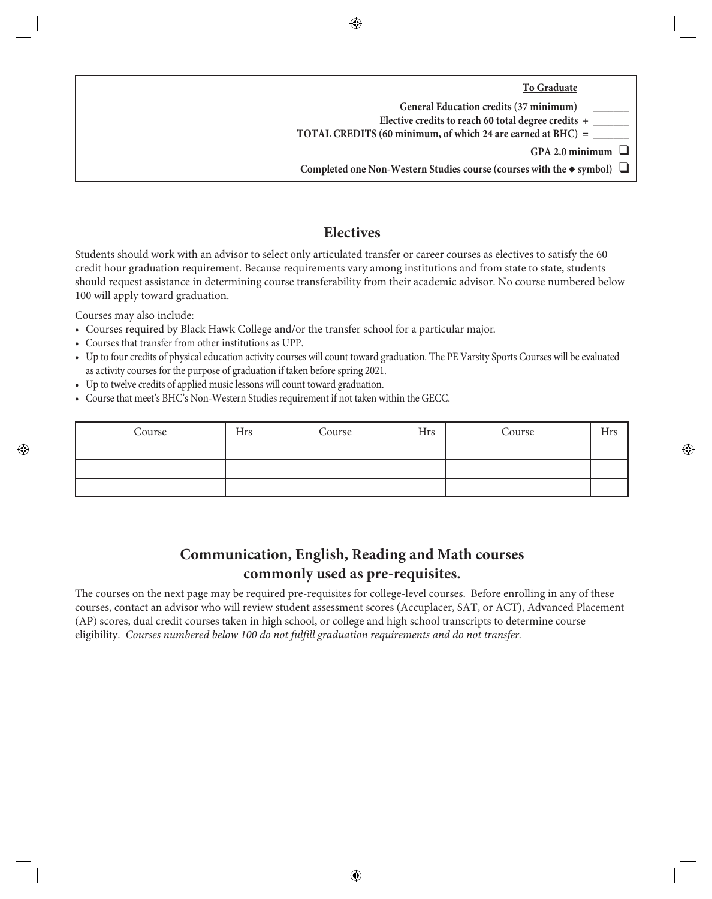**To Graduate**

**General Education credits (37 minimum)** _______

**Elective credits to reach 60 total degree credits +** _______

**TOTAL CREDITS (60 minimum, of which 24 are earned at BHC) =** _______

**GPA 2.0 minimum** ❑

**Completed one Non-Western Studies course (courses with the ◆ symbol)** ❑

## Electives

Students should work with an advisor to select only articulated transfer or career courses as electives to satisfy the 60 credit hour graduation requirement. Because requirements vary among institutions and from state to state, students should request assistance in determining course transferability from their academic advisor. No course numbered below 100 will apply toward graduation.

Courses may also include:

- Courses required by Black Hawk College and/or the transfer school for a particular major.
- Courses that transfer from other institutions as UPP.
- Up to four credits of physical education activity courses will count toward graduation. The PE Varsity Sports Courses will be evaluated as activity courses for the purpose of graduation if taken before spring 2021.
- Up to twelve credits of applied music lessons will count toward graduation.
- Course that meet's BHC's Non-Western Studies requirement if not taken within the GECC.

| Course | Hrs | Course | Hrs | Course | Hrs |
|---|---|---|---|---|---|
| | | | | | |
| | | | | | |
| | | | | | |

## Communication, English, Reading and Math courses commonly used as pre-requisites.

The courses on the next page may be required pre-requisites for college-level courses. Before enrolling in any of these courses, contact an advisor who will review student assessment scores (Accuplacer, SAT, or ACT), Advanced Placement (AP) scores, dual credit courses taken in high school, or college and high school transcripts to determine course eligibility. *Courses numbered below 100 do not fulfill graduation requirements and do not transfer.*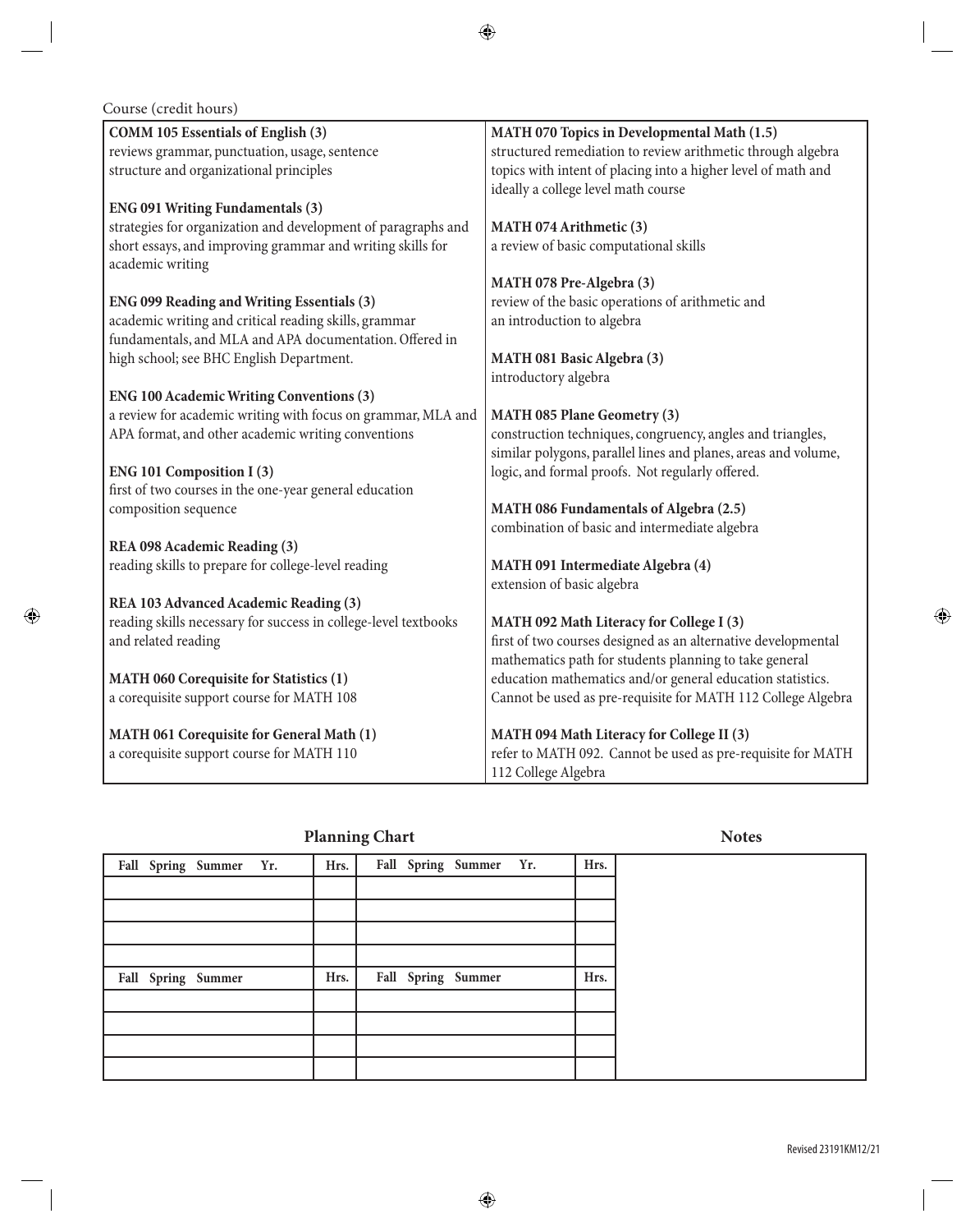Course (credit hours)

**COMM 105 Essentials of English (3)**
reviews grammar, punctuation, usage, sentence structure and organizational principles

**ENG 091 Writing Fundamentals (3)**
strategies for organization and development of paragraphs and short essays, and improving grammar and writing skills for academic writing

**ENG 099 Reading and Writing Essentials (3)**
academic writing and critical reading skills, grammar fundamentals, and MLA and APA documentation. Offered in high school; see BHC English Department.

**ENG 100 Academic Writing Conventions (3)**
a review for academic writing with focus on grammar, MLA and APA format, and other academic writing conventions

**ENG 101 Composition I (3)**
first of two courses in the one-year general education composition sequence

**REA 098 Academic Reading (3)**
reading skills to prepare for college-level reading

**REA 103 Advanced Academic Reading (3)**
reading skills necessary for success in college-level textbooks and related reading

**MATH 060 Corequisite for Statistics (1)**
a corequisite support course for MATH 108

**MATH 061 Corequisite for General Math (1)**
a corequisite support course for MATH 110

**MATH 070 Topics in Developmental Math (1.5)**
structured remediation to review arithmetic through algebra topics with intent of placing into a higher level of math and ideally a college level math course

**MATH 074 Arithmetic (3)**
a review of basic computational skills

**MATH 078 Pre-Algebra (3)**
review of the basic operations of arithmetic and an introduction to algebra

**MATH 081 Basic Algebra (3)**
introductory algebra

**MATH 085 Plane Geometry (3)**
construction techniques, congruency, angles and triangles, similar polygons, parallel lines and planes, areas and volume, logic, and formal proofs. Not regularly offered.

**MATH 086 Fundamentals of Algebra (2.5)**
combination of basic and intermediate algebra

**MATH 091 Intermediate Algebra (4)**
extension of basic algebra

**MATH 092 Math Literacy for College I (3)**
first of two courses designed as an alternative developmental mathematics path for students planning to take general education mathematics and/or general education statistics. Cannot be used as pre-requisite for MATH 112 College Algebra

**MATH 094 Math Literacy for College II (3)**
refer to MATH 092. Cannot be used as pre-requisite for MATH 112 College Algebra

## Planning Chart

| Fall Spring Summer Yr. | Hrs. | Fall Spring Summer Yr. | Hrs. |
|---|---|---|---|
| | | | |
| | | | |
| | | | |
| | | | |
| **Fall Spring Summer** | **Hrs.** | **Fall Spring Summer** | **Hrs.** |
| | | | |
| | | | |
| | | | |
| | | | |

## Notes

Revised 23191KM12/21